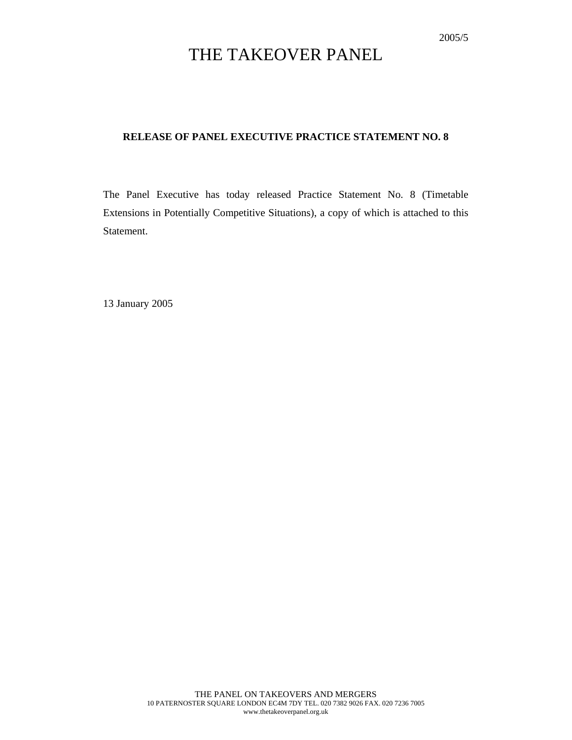2005/5

# THE TAKEOVER PANEL

**RELEASE OF PANEL EXECUTIVE PRACTICE STATEMENT NO. 8**

The Panel Executive has today released Practice Statement No. 8 (Timetable Extensions in Potentially Competitive Situations), a copy of which is attached to this Statement.

13 January 2005

THE PANEL ON TAKEOVERS AND MERGERS
10 PATERNOSTER SQUARE LONDON EC4M 7DY TEL. 020 7382 9026 FAX. 020 7236 7005
www.thetakeoverpanel.org.uk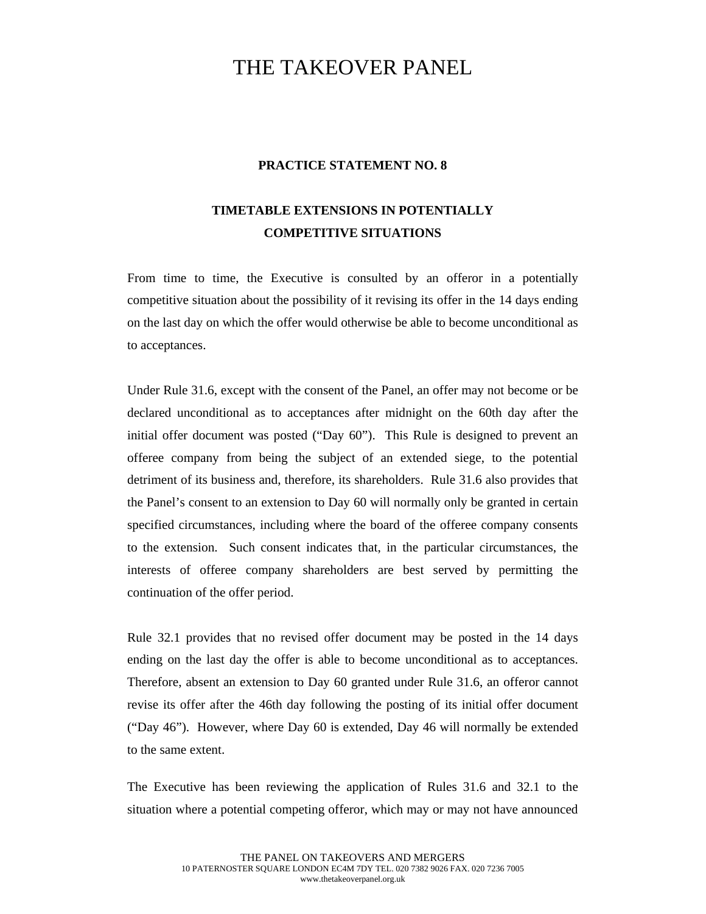# THE TAKEOVER PANEL

**PRACTICE STATEMENT NO. 8**

**TIMETABLE EXTENSIONS IN POTENTIALLY COMPETITIVE SITUATIONS**

From time to time, the Executive is consulted by an offeror in a potentially competitive situation about the possibility of it revising its offer in the 14 days ending on the last day on which the offer would otherwise be able to become unconditional as to acceptances.

Under Rule 31.6, except with the consent of the Panel, an offer may not become or be declared unconditional as to acceptances after midnight on the 60th day after the initial offer document was posted ("Day 60"). This Rule is designed to prevent an offeree company from being the subject of an extended siege, to the potential detriment of its business and, therefore, its shareholders. Rule 31.6 also provides that the Panel's consent to an extension to Day 60 will normally only be granted in certain specified circumstances, including where the board of the offeree company consents to the extension. Such consent indicates that, in the particular circumstances, the interests of offeree company shareholders are best served by permitting the continuation of the offer period.

Rule 32.1 provides that no revised offer document may be posted in the 14 days ending on the last day the offer is able to become unconditional as to acceptances. Therefore, absent an extension to Day 60 granted under Rule 31.6, an offeror cannot revise its offer after the 46th day following the posting of its initial offer document ("Day 46"). However, where Day 60 is extended, Day 46 will normally be extended to the same extent.

The Executive has been reviewing the application of Rules 31.6 and 32.1 to the situation where a potential competing offeror, which may or may not have announced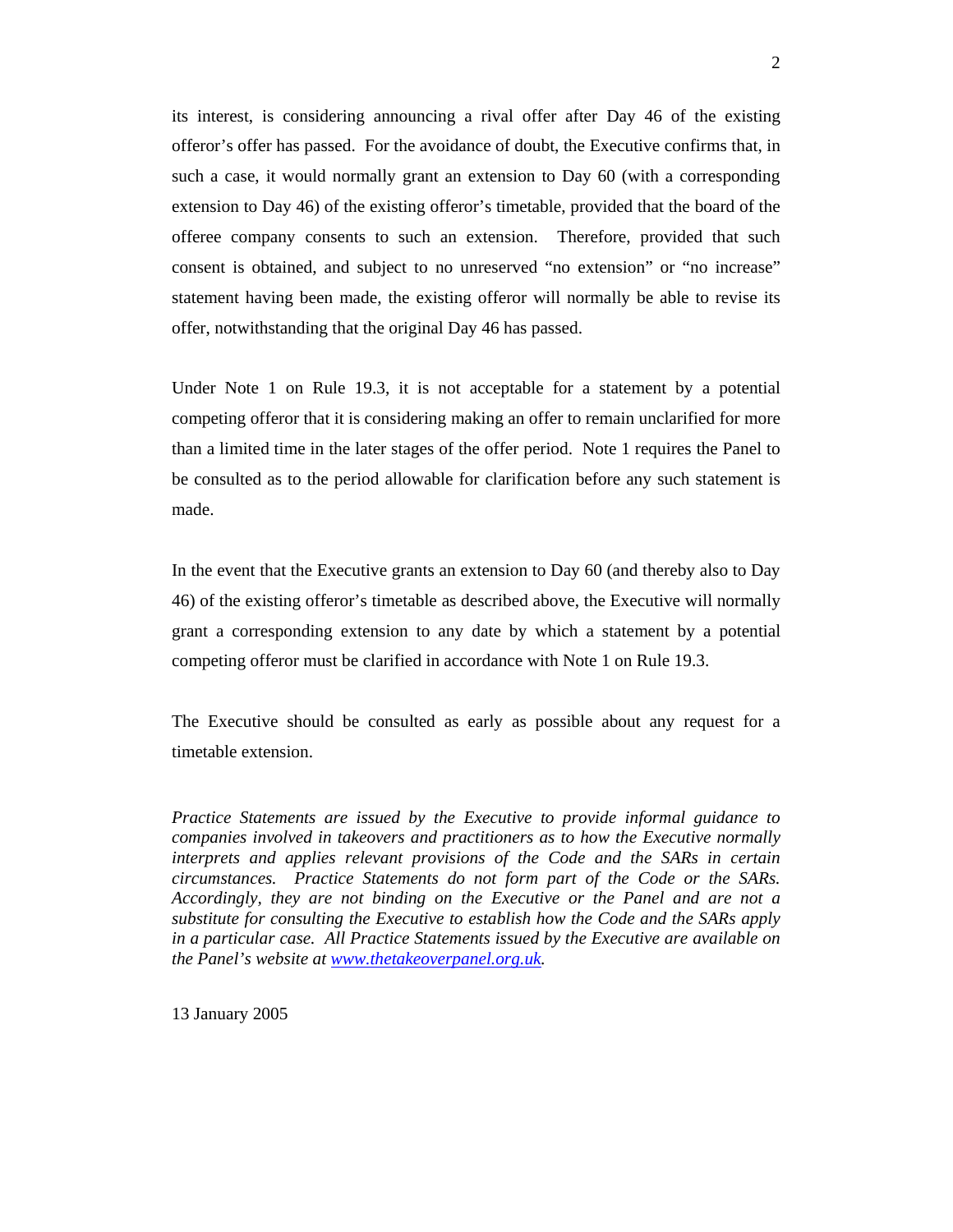its interest, is considering announcing a rival offer after Day 46 of the existing offeror's offer has passed. For the avoidance of doubt, the Executive confirms that, in such a case, it would normally grant an extension to Day 60 (with a corresponding extension to Day 46) of the existing offeror's timetable, provided that the board of the offeree company consents to such an extension. Therefore, provided that such consent is obtained, and subject to no unreserved "no extension" or "no increase" statement having been made, the existing offeror will normally be able to revise its offer, notwithstanding that the original Day 46 has passed.

Under Note 1 on Rule 19.3, it is not acceptable for a statement by a potential competing offeror that it is considering making an offer to remain unclarified for more than a limited time in the later stages of the offer period. Note 1 requires the Panel to be consulted as to the period allowable for clarification before any such statement is made.

In the event that the Executive grants an extension to Day 60 (and thereby also to Day 46) of the existing offeror's timetable as described above, the Executive will normally grant a corresponding extension to any date by which a statement by a potential competing offeror must be clarified in accordance with Note 1 on Rule 19.3.

The Executive should be consulted as early as possible about any request for a timetable extension.

*Practice Statements are issued by the Executive to provide informal guidance to companies involved in takeovers and practitioners as to how the Executive normally interprets and applies relevant provisions of the Code and the SARs in certain circumstances. Practice Statements do not form part of the Code or the SARs. Accordingly, they are not binding on the Executive or the Panel and are not a substitute for consulting the Executive to establish how the Code and the SARs apply in a particular case. All Practice Statements issued by the Executive are available on the Panel's website at [www.thetakeoverpanel.org.uk](http://www.thetakeoverpanel.org.uk).*

13 January 2005